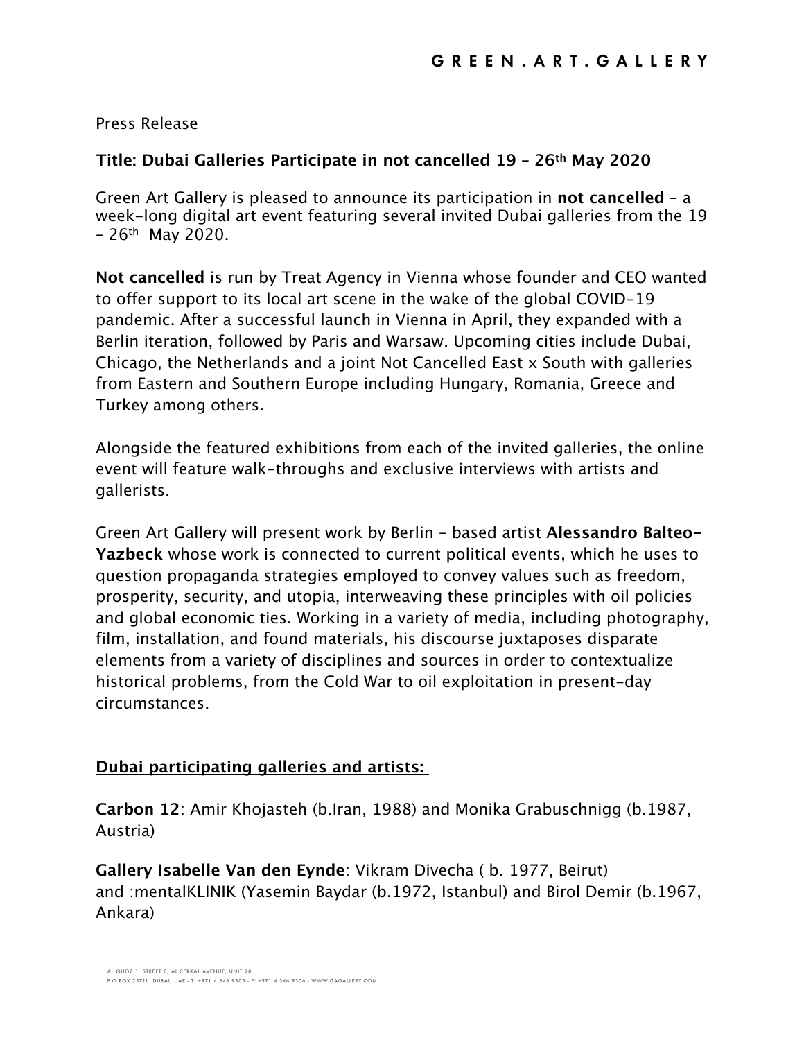Press Release

**Title: Dubai Galleries Participate in not cancelled 19 – 26th May 2020**

Green Art Gallery is pleased to announce its participation in **not cancelled** – a week-long digital art event featuring several invited Dubai galleries from the 19 – 26th May 2020.

**Not cancelled** is run by Treat Agency in Vienna whose founder and CEO wanted to offer support to its local art scene in the wake of the global COVID-19 pandemic. After a successful launch in Vienna in April, they expanded with a Berlin iteration, followed by Paris and Warsaw. Upcoming cities include Dubai, Chicago, the Netherlands and a joint Not Cancelled East x South with galleries from Eastern and Southern Europe including Hungary, Romania, Greece and Turkey among others.

Alongside the featured exhibitions from each of the invited galleries, the online event will feature walk-throughs and exclusive interviews with artists and gallerists.

Green Art Gallery will present work by Berlin – based artist **Alessandro Balteo-Yazbeck** whose work is connected to current political events, which he uses to question propaganda strategies employed to convey values such as freedom, prosperity, security, and utopia, interweaving these principles with oil policies and global economic ties. Working in a variety of media, including photography, film, installation, and found materials, his discourse juxtaposes disparate elements from a variety of disciplines and sources in order to contextualize historical problems, from the Cold War to oil exploitation in present-day circumstances.

**Dubai participating galleries and artists:**

**Carbon 12**: Amir Khojasteh (b.Iran, 1988) and Monika Grabuschnigg (b.1987, Austria)

**Gallery Isabelle Van den Eynde**: Vikram Divecha ( b. 1977, Beirut) and :mentalKLINIK (Yasemin Baydar (b.1972, Istanbul) and Birol Demir (b.1967, Ankara)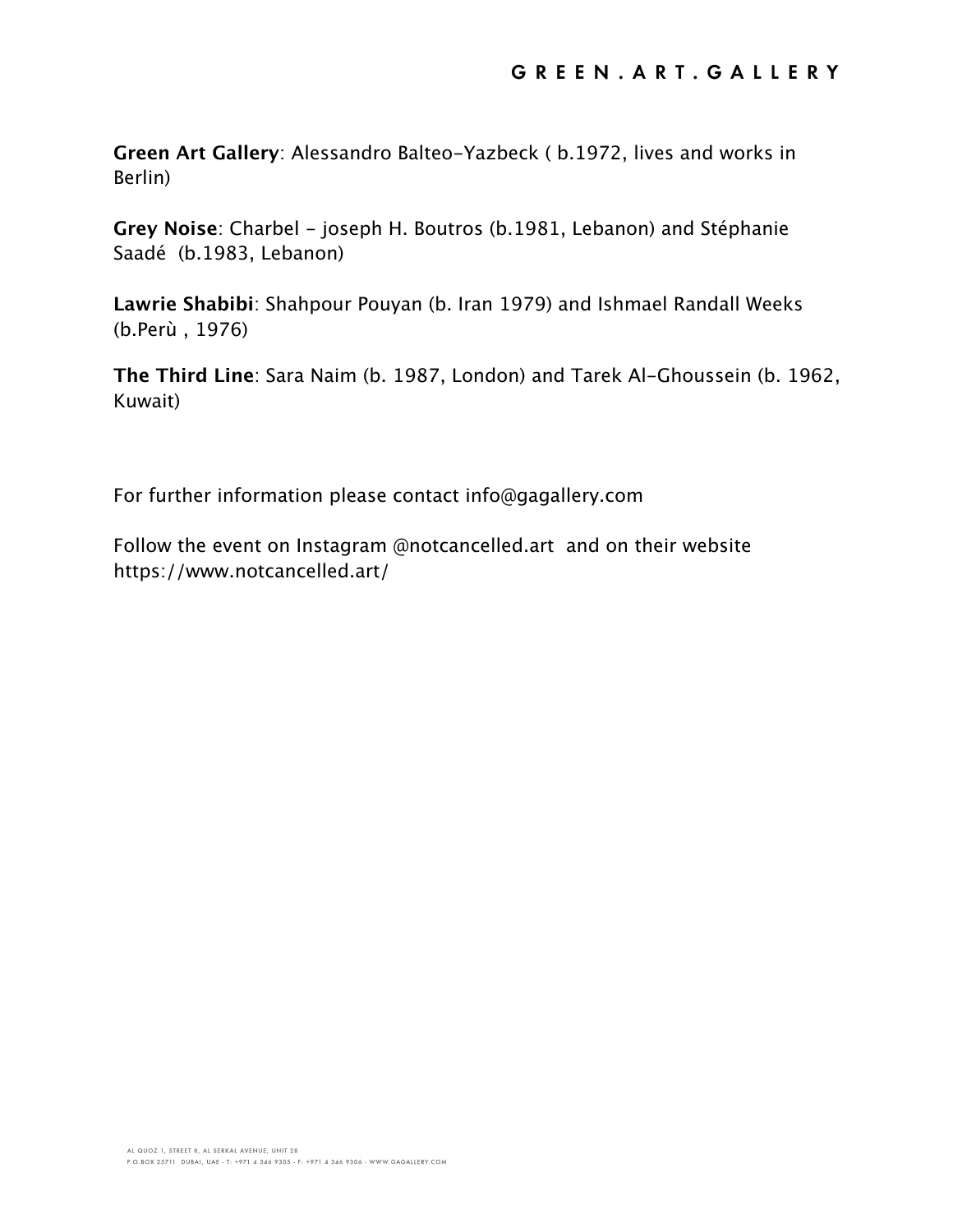**Green Art Gallery**: Alessandro Balteo-Yazbeck ( b.1972, lives and works in Berlin)

**Grey Noise**: Charbel - joseph H. Boutros (b.1981, Lebanon) and Stéphanie Saadé (b.1983, Lebanon)

**Lawrie Shabibi**: Shahpour Pouyan (b. Iran 1979) and Ishmael Randall Weeks (b.Perù , 1976)

**The Third Line**: Sara Naim (b. 1987, London) and Tarek Al-Ghoussein (b. 1962, Kuwait)

For further information please contact info@gagallery.com

Follow the event on Instagram @notcancelled.art and on their website https://www.notcancelled.art/